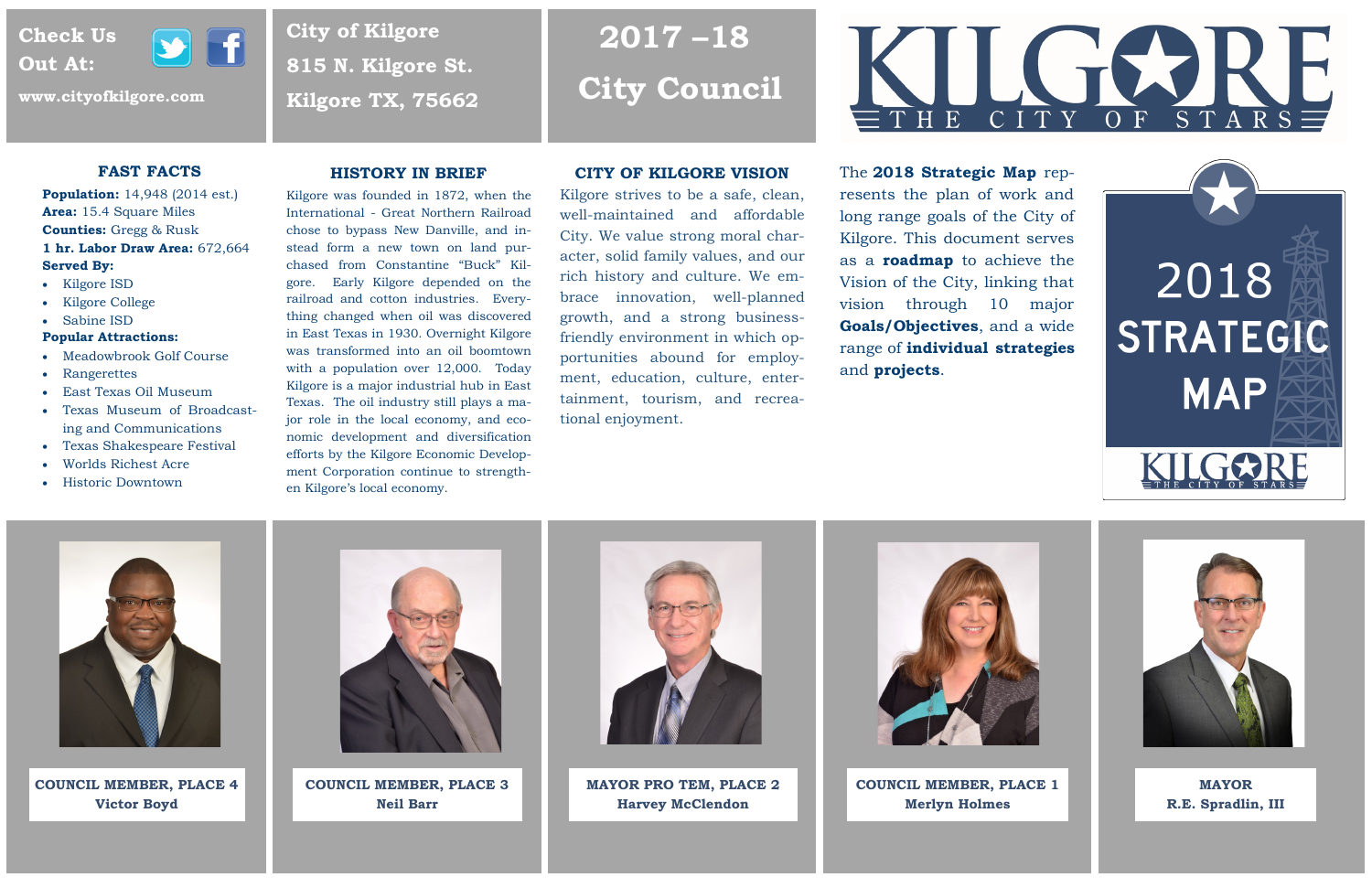Check Us Out At:

www.cityofkilgore.com

City of Kilgore
815 N. Kilgore St.
Kilgore TX, 75662

# 2017 –18 City Council

KILGORE
THE CITY OF STARS

## FAST FACTS

**Population:** 14,948 (2014 est.)
**Area:** 15.4 Square Miles
**Counties:** Gregg & Rusk
**1 hr. Labor Draw Area:** 672,664
**Served By:**

- Kilgore ISD
- Kilgore College
- Sabine ISD

**Popular Attractions:**

- Meadowbrook Golf Course
- Rangerettes
- East Texas Oil Museum
- Texas Museum of Broadcasting and Communications
- Texas Shakespeare Festival
- Worlds Richest Acre
- Historic Downtown

## HISTORY IN BRIEF

Kilgore was founded in 1872, when the International - Great Northern Railroad chose to bypass New Danville, and instead form a new town on land purchased from Constantine "Buck" Kilgore. Early Kilgore depended on the railroad and cotton industries. Everything changed when oil was discovered in East Texas in 1930. Overnight Kilgore was transformed into an oil boomtown with a population over 12,000. Today Kilgore is a major industrial hub in East Texas. The oil industry still plays a major role in the local economy, and economic development and diversification efforts by the Kilgore Economic Development Corporation continue to strengthen Kilgore's local economy.

## CITY OF KILGORE VISION

Kilgore strives to be a safe, clean, well-maintained and affordable City. We value strong moral character, solid family values, and our rich history and culture. We embrace innovation, well-planned growth, and a strong business-friendly environment in which opportunities abound for employment, education, culture, entertainment, tourism, and recreational enjoyment.

The **2018 Strategic Map** represents the plan of work and long range goals of the City of Kilgore. This document serves as a **roadmap** to achieve the Vision of the City, linking that vision through 10 major **Goals/Objectives**, and a wide range of **individual strategies** and **projects**.

2018 STRATEGIC MAP
KILGORE THE CITY OF STARS

**COUNCIL MEMBER, PLACE 4**
**Victor Boyd**

**COUNCIL MEMBER, PLACE 3**
**Neil Barr**

**MAYOR PRO TEM, PLACE 2**
**Harvey McClendon**

**COUNCIL MEMBER, PLACE 1**
**Merlyn Holmes**

**MAYOR**
**R.E. Spradlin, III**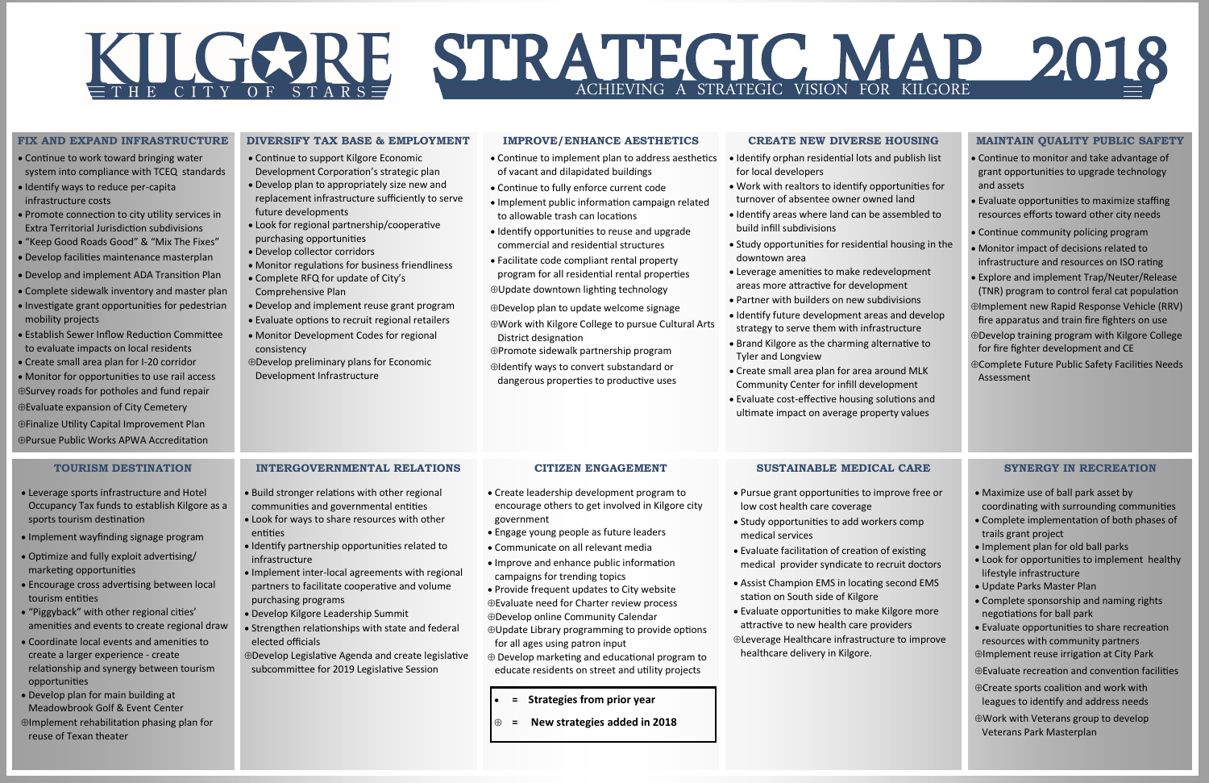# KILGORE — THE CITY OF STARS

# STRATEGIC MAP 2018

ACHIEVING A STRATEGIC VISION FOR KILGORE

## FIX AND EXPAND INFRASTRUCTURE

- Continue to work toward bringing water system into compliance with TCEQ standards
- Identify ways to reduce per-capita infrastructure costs
- Promote connection to city utility services in Extra Territorial Jurisdiction subdivisions
- "Keep Good Roads Good" & "Mix The Fixes"
- Develop facilities maintenance masterplan
- Develop and implement ADA Transition Plan
- Complete sidewalk inventory and master plan
- Investigate grant opportunities for pedestrian mobility projects
- Establish Sewer Inflow Reduction Committee to evaluate impacts on local residents
- Create small area plan for I-20 corridor
- Monitor for opportunities to use rail access

⊕Survey roads for potholes and fund repair

⊕Evaluate expansion of City Cemetery

⊕Finalize Utility Capital Improvement Plan

⊕Pursue Public Works APWA Accreditation

## DIVERSIFY TAX BASE & EMPLOYMENT

- Continue to support Kilgore Economic Development Corporation's strategic plan
- Develop plan to appropriately size new and replacement infrastructure sufficiently to serve future developments
- Look for regional partnership/cooperative purchasing opportunities
- Develop collector corridors
- Monitor regulations for business friendliness
- Complete RFQ for update of City's Comprehensive Plan
- Develop and implement reuse grant program
- Evaluate options to recruit regional retailers
- Monitor Development Codes for regional consistency

⊕Develop preliminary plans for Economic Development Infrastructure

## IMPROVE/ENHANCE AESTHETICS

- Continue to implement plan to address aesthetics of vacant and dilapidated buildings
- Continue to fully enforce current code
- Implement public information campaign related to allowable trash can locations
- Identify opportunities to reuse and upgrade commercial and residential structures
- Facilitate code compliant rental property program for all residential rental properties

⊕Update downtown lighting technology

⊕Develop plan to update welcome signage

⊕Work with Kilgore College to pursue Cultural Arts District designation

⊕Promote sidewalk partnership program

⊕Identify ways to convert substandard or dangerous properties to productive uses

## CREATE NEW DIVERSE HOUSING

- Identify orphan residential lots and publish list for local developers
- Work with realtors to identify opportunities for turnover of absentee owner owned land
- Identify areas where land can be assembled to build infill subdivisions
- Study opportunities for residential housing in the downtown area
- Leverage amenities to make redevelopment areas more attractive for development
- Partner with builders on new subdivisions
- Identify future development areas and develop strategy to serve them with infrastructure
- Brand Kilgore as the charming alternative to Tyler and Longview
- Create small area plan for area around MLK Community Center for infill development
- Evaluate cost-effective housing solutions and ultimate impact on average property values

## MAINTAIN QUALITY PUBLIC SAFETY

- Continue to monitor and take advantage of grant opportunities to upgrade technology and assets
- Evaluate opportunities to maximize staffing resources efforts toward other city needs
- Continue community policing program
- Monitor impact of decisions related to infrastructure and resources on ISO rating
- Explore and implement Trap/Neuter/Release (TNR) program to control feral cat population

⊕Implement new Rapid Response Vehicle (RRV) fire apparatus and train fire fighters on use

⊕Develop training program with Kilgore College for fire fighter development and CE

⊕Complete Future Public Safety Facilities Needs Assessment

## TOURISM DESTINATION

- Leverage sports infrastructure and Hotel Occupancy Tax funds to establish Kilgore as a sports tourism destination
- Implement wayfinding signage program
- Optimize and fully exploit advertising/marketing opportunities
- Encourage cross advertising between local tourism entities
- "Piggyback" with other regional cities' amenities and events to create regional draw
- Coordinate local events and amenities to create a larger experience - create relationship and synergy between tourism opportunities
- Develop plan for main building at Meadowbrook Golf & Event Center

⊕Implement rehabilitation phasing plan for reuse of Texan theater

## INTERGOVERNMENTAL RELATIONS

- Build stronger relations with other regional communities and governmental entities
- Look for ways to share resources with other entities
- Identify partnership opportunities related to infrastructure
- Implement inter-local agreements with regional partners to facilitate cooperative and volume purchasing programs
- Develop Kilgore Leadership Summit
- Strengthen relationships with state and federal elected officials

⊕Develop Legislative Agenda and create legislative subcommittee for 2019 Legislative Session

## CITIZEN ENGAGEMENT

- Create leadership development program to encourage others to get involved in Kilgore city government
- Engage young people as future leaders
- Communicate on all relevant media
- Improve and enhance public information campaigns for trending topics
- Provide frequent updates to City website

⊕Evaluate need for Charter review process

⊕Develop online Community Calendar

⊕Update Library programming to provide options for all ages using patron input

⊕ Develop marketing and educational program to educate residents on street and utility projects

- • = **Strategies from prior year**
- ⊕ = **New strategies added in 2018**

## SUSTAINABLE MEDICAL CARE

- Pursue grant opportunities to improve free or low cost health care coverage
- Study opportunities to add workers comp medical services
- Evaluate facilitation of creation of existing medical provider syndicate to recruit doctors
- Assist Champion EMS in locating second EMS station on South side of Kilgore
- Evaluate opportunities to make Kilgore more attractive to new health care providers

⊕Leverage Healthcare infrastructure to improve healthcare delivery in Kilgore.

## SYNERGY IN RECREATION

- Maximize use of ball park asset by coordinating with surrounding communities
- Complete implementation of both phases of trails grant project
- Implement plan for old ball parks
- Look for opportunities to implement healthy lifestyle infrastructure
- Update Parks Master Plan
- Complete sponsorship and naming rights negotiations for ball park
- Evaluate opportunities to share recreation resources with community partners

⊕Implement reuse irrigation at City Park

⊕Evaluate recreation and convention facilities

⊕Create sports coalition and work with leagues to identify and address needs

⊕Work with Veterans group to develop Veterans Park Masterplan